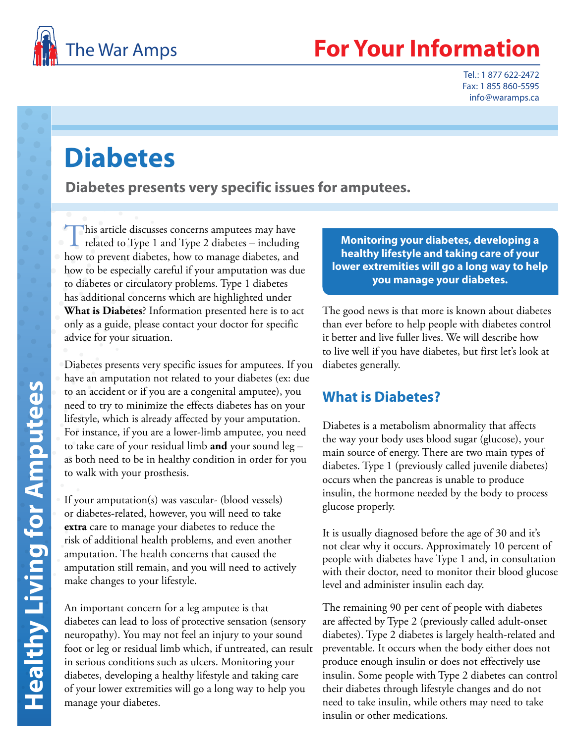The War Amps

# For Your Information

Tel.: 1 877 622-2472
Fax: 1 855 860-5595
info@waramps.ca

Healthy Living for Amputees

# Diabetes

**Diabetes presents very specific issues for amputees.**

This article discusses concerns amputees may have related to Type 1 and Type 2 diabetes – including how to prevent diabetes, how to manage diabetes, and how to be especially careful if your amputation was due to diabetes or circulatory problems. Type 1 diabetes has additional concerns which are highlighted under **What is Diabetes**? Information presented here is to act only as a guide, please contact your doctor for specific advice for your situation.

Diabetes presents very specific issues for amputees. If you have an amputation not related to your diabetes (ex: due to an accident or if you are a congenital amputee), you need to try to minimize the effects diabetes has on your lifestyle, which is already affected by your amputation. For instance, if you are a lower-limb amputee, you need to take care of your residual limb **and** your sound leg – as both need to be in healthy condition in order for you to walk with your prosthesis.

If your amputation(s) was vascular- (blood vessels) or diabetes-related, however, you will need to take **extra** care to manage your diabetes to reduce the risk of additional health problems, and even another amputation. The health concerns that caused the amputation still remain, and you will need to actively make changes to your lifestyle.

An important concern for a leg amputee is that diabetes can lead to loss of protective sensation (sensory neuropathy). You may not feel an injury to your sound foot or leg or residual limb which, if untreated, can result in serious conditions such as ulcers. Monitoring your diabetes, developing a healthy lifestyle and taking care of your lower extremities will go a long way to help you manage your diabetes.

**Monitoring your diabetes, developing a healthy lifestyle and taking care of your lower extremities will go a long way to help you manage your diabetes.**

The good news is that more is known about diabetes than ever before to help people with diabetes control it better and live fuller lives. We will describe how to live well if you have diabetes, but first let's look at diabetes generally.

## What is Diabetes?

Diabetes is a metabolism abnormality that affects the way your body uses blood sugar (glucose), your main source of energy. There are two main types of diabetes. Type 1 (previously called juvenile diabetes) occurs when the pancreas is unable to produce insulin, the hormone needed by the body to process glucose properly.

It is usually diagnosed before the age of 30 and it's not clear why it occurs. Approximately 10 percent of people with diabetes have Type 1 and, in consultation with their doctor, need to monitor their blood glucose level and administer insulin each day.

The remaining 90 per cent of people with diabetes are affected by Type 2 (previously called adult-onset diabetes). Type 2 diabetes is largely health-related and preventable. It occurs when the body either does not produce enough insulin or does not effectively use insulin. Some people with Type 2 diabetes can control their diabetes through lifestyle changes and do not need to take insulin, while others may need to take insulin or other medications.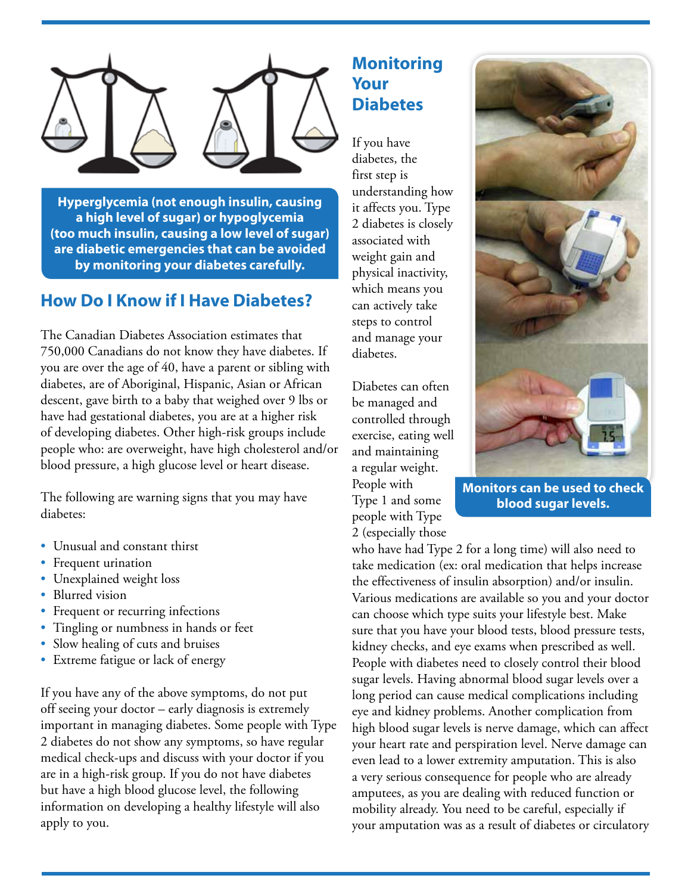**Hyperglycemia (not enough insulin, causing a high level of sugar) or hypoglycemia (too much insulin, causing a low level of sugar) are diabetic emergencies that can be avoided by monitoring your diabetes carefully.**

## How Do I Know if I Have Diabetes?

The Canadian Diabetes Association estimates that 750,000 Canadians do not know they have diabetes. If you are over the age of 40, have a parent or sibling with diabetes, are of Aboriginal, Hispanic, Asian or African descent, gave birth to a baby that weighed over 9 lbs or have had gestational diabetes, you are at a higher risk of developing diabetes. Other high-risk groups include people who: are overweight, have high cholesterol and/or blood pressure, a high glucose level or heart disease.

The following are warning signs that you may have diabetes:

- Unusual and constant thirst
- Frequent urination
- Unexplained weight loss
- Blurred vision
- Frequent or recurring infections
- Tingling or numbness in hands or feet
- Slow healing of cuts and bruises
- Extreme fatigue or lack of energy

If you have any of the above symptoms, do not put off seeing your doctor – early diagnosis is extremely important in managing diabetes. Some people with Type 2 diabetes do not show any symptoms, so have regular medical check-ups and discuss with your doctor if you are in a high-risk group. If you do not have diabetes but have a high blood glucose level, the following information on developing a healthy lifestyle will also apply to you.

## Monitoring Your Diabetes

If you have diabetes, the first step is understanding how it affects you. Type 2 diabetes is closely associated with weight gain and physical inactivity, which means you can actively take steps to control and manage your diabetes.

Diabetes can often be managed and controlled through exercise, eating well and maintaining a regular weight. People with Type 1 and some people with Type 2 (especially those who have had Type 2 for a long time) will also need to take medication (ex: oral medication that helps increase the effectiveness of insulin absorption) and/or insulin. Various medications are available so you and your doctor can choose which type suits your lifestyle best. Make sure that you have your blood tests, blood pressure tests, kidney checks, and eye exams when prescribed as well. People with diabetes need to closely control their blood sugar levels. Having abnormal blood sugar levels over a long period can cause medical complications including eye and kidney problems. Another complication from high blood sugar levels is nerve damage, which can affect your heart rate and perspiration level. Nerve damage can even lead to a lower extremity amputation. This is also a very serious consequence for people who are already amputees, as you are dealing with reduced function or mobility already. You need to be careful, especially if your amputation was as a result of diabetes or circulatory

**Monitors can be used to check blood sugar levels.**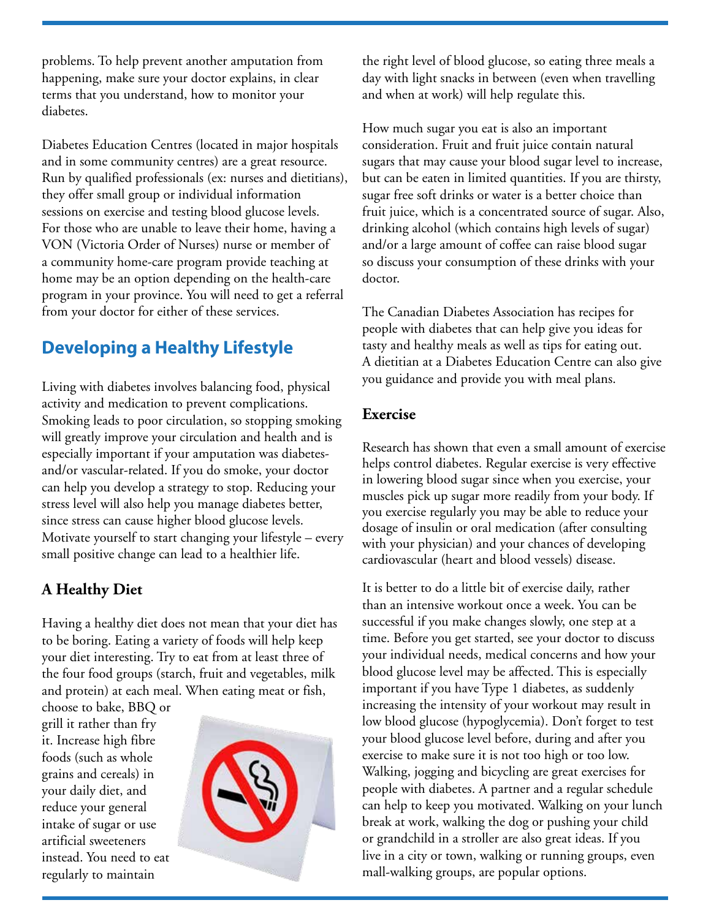problems. To help prevent another amputation from happening, make sure your doctor explains, in clear terms that you understand, how to monitor your diabetes.

Diabetes Education Centres (located in major hospitals and in some community centres) are a great resource. Run by qualified professionals (ex: nurses and dietitians), they offer small group or individual information sessions on exercise and testing blood glucose levels. For those who are unable to leave their home, having a VON (Victoria Order of Nurses) nurse or member of a community home-care program provide teaching at home may be an option depending on the health-care program in your province. You will need to get a referral from your doctor for either of these services.

## Developing a Healthy Lifestyle

Living with diabetes involves balancing food, physical activity and medication to prevent complications. Smoking leads to poor circulation, so stopping smoking will greatly improve your circulation and health and is especially important if your amputation was diabetes- and/or vascular-related. If you do smoke, your doctor can help you develop a strategy to stop. Reducing your stress level will also help you manage diabetes better, since stress can cause higher blood glucose levels. Motivate yourself to start changing your lifestyle – every small positive change can lead to a healthier life.

### A Healthy Diet

Having a healthy diet does not mean that your diet has to be boring. Eating a variety of foods will help keep your diet interesting. Try to eat from at least three of the four food groups (starch, fruit and vegetables, milk and protein) at each meal. When eating meat or fish, choose to bake, BBQ or grill it rather than fry it. Increase high fibre foods (such as whole grains and cereals) in your daily diet, and reduce your general intake of sugar or use artificial sweeteners instead. You need to eat regularly to maintain the right level of blood glucose, so eating three meals a day with light snacks in between (even when travelling and when at work) will help regulate this.

How much sugar you eat is also an important consideration. Fruit and fruit juice contain natural sugars that may cause your blood sugar level to increase, but can be eaten in limited quantities. If you are thirsty, sugar free soft drinks or water is a better choice than fruit juice, which is a concentrated source of sugar. Also, drinking alcohol (which contains high levels of sugar) and/or a large amount of coffee can raise blood sugar so discuss your consumption of these drinks with your doctor.

The Canadian Diabetes Association has recipes for people with diabetes that can help give you ideas for tasty and healthy meals as well as tips for eating out. A dietitian at a Diabetes Education Centre can also give you guidance and provide you with meal plans.

### Exercise

Research has shown that even a small amount of exercise helps control diabetes. Regular exercise is very effective in lowering blood sugar since when you exercise, your muscles pick up sugar more readily from your body. If you exercise regularly you may be able to reduce your dosage of insulin or oral medication (after consulting with your physician) and your chances of developing cardiovascular (heart and blood vessels) disease.

It is better to do a little bit of exercise daily, rather than an intensive workout once a week. You can be successful if you make changes slowly, one step at a time. Before you get started, see your doctor to discuss your individual needs, medical concerns and how your blood glucose level may be affected. This is especially important if you have Type 1 diabetes, as suddenly increasing the intensity of your workout may result in low blood glucose (hypoglycemia). Don't forget to test your blood glucose level before, during and after you exercise to make sure it is not too high or too low. Walking, jogging and bicycling are great exercises for people with diabetes. A partner and a regular schedule can help to keep you motivated. Walking on your lunch break at work, walking the dog or pushing your child or grandchild in a stroller are also great ideas. If you live in a city or town, walking or running groups, even mall-walking groups, are popular options.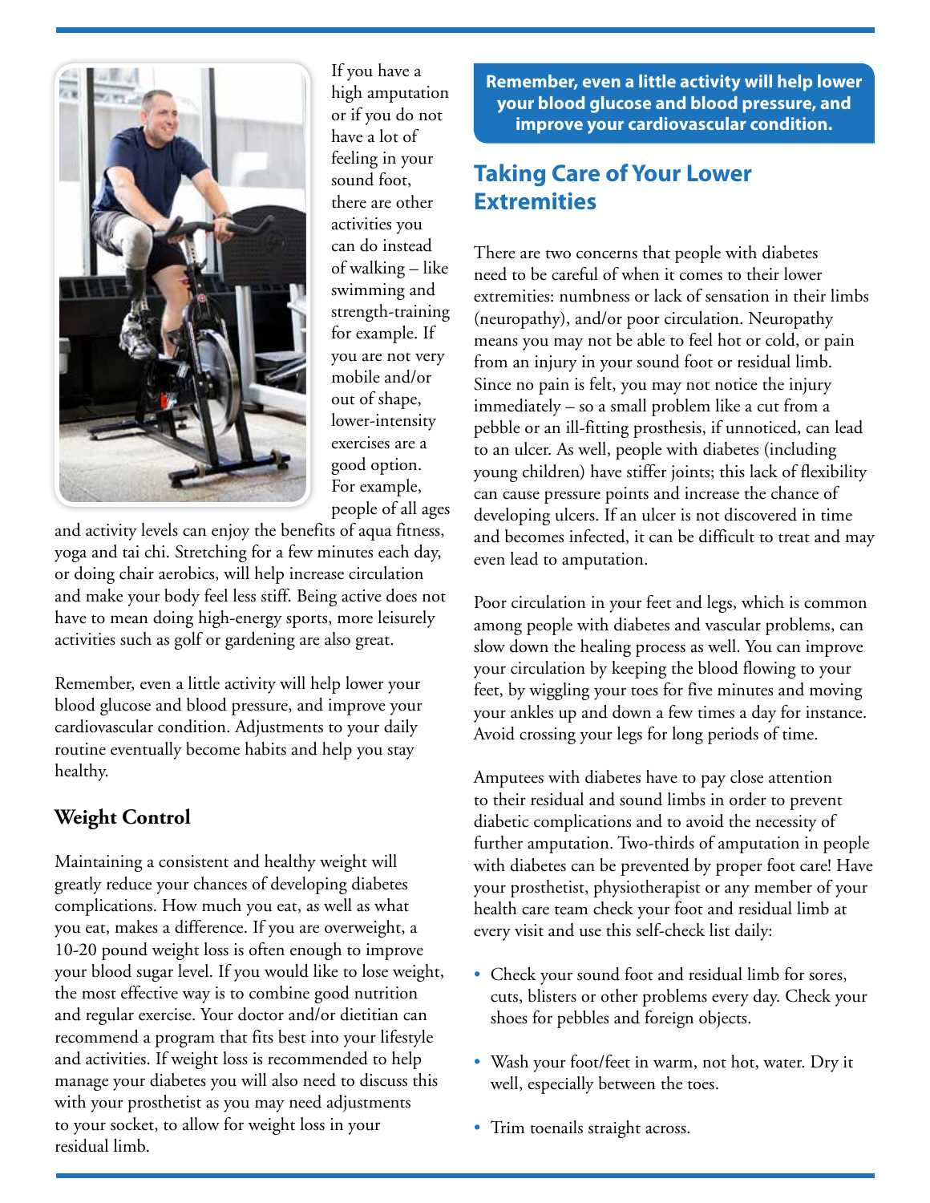If you have a high amputation or if you do not have a lot of feeling in your sound foot, there are other activities you can do instead of walking – like swimming and strength-training for example. If you are not very mobile and/or out of shape, lower-intensity exercises are a good option. For example, people of all ages and activity levels can enjoy the benefits of aqua fitness, yoga and tai chi. Stretching for a few minutes each day, or doing chair aerobics, will help increase circulation and make your body feel less stiff. Being active does not have to mean doing high-energy sports, more leisurely activities such as golf or gardening are also great.

Remember, even a little activity will help lower your blood glucose and blood pressure, and improve your cardiovascular condition. Adjustments to your daily routine eventually become habits and help you stay healthy.

### Weight Control

Maintaining a consistent and healthy weight will greatly reduce your chances of developing diabetes complications. How much you eat, as well as what you eat, makes a difference. If you are overweight, a 10-20 pound weight loss is often enough to improve your blood sugar level. If you would like to lose weight, the most effective way is to combine good nutrition and regular exercise. Your doctor and/or dietitian can recommend a program that fits best into your lifestyle and activities. If weight loss is recommended to help manage your diabetes you will also need to discuss this with your prosthetist as you may need adjustments to your socket, to allow for weight loss in your residual limb.

**Remember, even a little activity will help lower your blood glucose and blood pressure, and improve your cardiovascular condition.**

## Taking Care of Your Lower Extremities

There are two concerns that people with diabetes need to be careful of when it comes to their lower extremities: numbness or lack of sensation in their limbs (neuropathy), and/or poor circulation. Neuropathy means you may not be able to feel hot or cold, or pain from an injury in your sound foot or residual limb. Since no pain is felt, you may not notice the injury immediately – so a small problem like a cut from a pebble or an ill-fitting prosthesis, if unnoticed, can lead to an ulcer. As well, people with diabetes (including young children) have stiffer joints; this lack of flexibility can cause pressure points and increase the chance of developing ulcers. If an ulcer is not discovered in time and becomes infected, it can be difficult to treat and may even lead to amputation.

Poor circulation in your feet and legs, which is common among people with diabetes and vascular problems, can slow down the healing process as well. You can improve your circulation by keeping the blood flowing to your feet, by wiggling your toes for five minutes and moving your ankles up and down a few times a day for instance. Avoid crossing your legs for long periods of time.

Amputees with diabetes have to pay close attention to their residual and sound limbs in order to prevent diabetic complications and to avoid the necessity of further amputation. Two-thirds of amputation in people with diabetes can be prevented by proper foot care! Have your prosthetist, physiotherapist or any member of your health care team check your foot and residual limb at every visit and use this self-check list daily:

- Check your sound foot and residual limb for sores, cuts, blisters or other problems every day. Check your shoes for pebbles and foreign objects.
- Wash your foot/feet in warm, not hot, water. Dry it well, especially between the toes.
- Trim toenails straight across.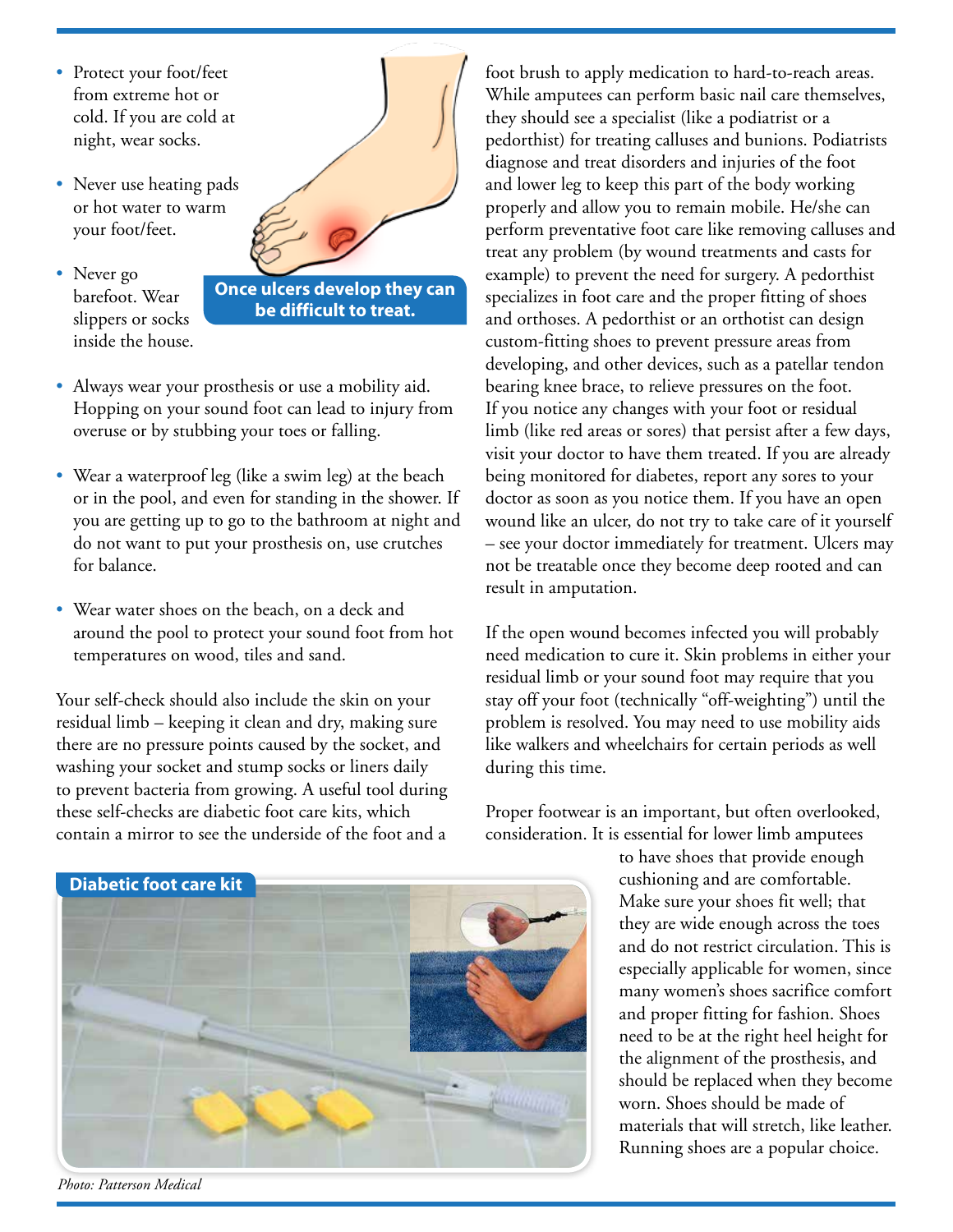- Protect your foot/feet from extreme hot or cold. If you are cold at night, wear socks.
- Never use heating pads or hot water to warm your foot/feet.
- Never go barefoot. Wear slippers or socks inside the house.

**Once ulcers develop they can be difficult to treat.**

- Always wear your prosthesis or use a mobility aid. Hopping on your sound foot can lead to injury from overuse or by stubbing your toes or falling.
- Wear a waterproof leg (like a swim leg) at the beach or in the pool, and even for standing in the shower. If you are getting up to go to the bathroom at night and do not want to put your prosthesis on, use crutches for balance.
- Wear water shoes on the beach, on a deck and around the pool to protect your sound foot from hot temperatures on wood, tiles and sand.

Your self-check should also include the skin on your residual limb – keeping it clean and dry, making sure there are no pressure points caused by the socket, and washing your socket and stump socks or liners daily to prevent bacteria from growing. A useful tool during these self-checks are diabetic foot care kits, which contain a mirror to see the underside of the foot and a foot brush to apply medication to hard-to-reach areas. While amputees can perform basic nail care themselves, they should see a specialist (like a podiatrist or a pedorthist) for treating calluses and bunions. Podiatrists diagnose and treat disorders and injuries of the foot and lower leg to keep this part of the body working properly and allow you to remain mobile. He/she can perform preventative foot care like removing calluses and treat any problem (by wound treatments and casts for example) to prevent the need for surgery. A pedorthist specializes in foot care and the proper fitting of shoes and orthoses. A pedorthist or an orthotist can design custom-fitting shoes to prevent pressure areas from developing, and other devices, such as a patellar tendon bearing knee brace, to relieve pressures on the foot. If you notice any changes with your foot or residual limb (like red areas or sores) that persist after a few days, visit your doctor to have them treated. If you are already being monitored for diabetes, report any sores to your doctor as soon as you notice them. If you have an open wound like an ulcer, do not try to take care of it yourself – see your doctor immediately for treatment. Ulcers may not be treatable once they become deep rooted and can result in amputation.

**Diabetic foot care kit**

*Photo: Patterson Medical*

If the open wound becomes infected you will probably need medication to cure it. Skin problems in either your residual limb or your sound foot may require that you stay off your foot (technically "off-weighting") until the problem is resolved. You may need to use mobility aids like walkers and wheelchairs for certain periods as well during this time.

Proper footwear is an important, but often overlooked, consideration. It is essential for lower limb amputees to have shoes that provide enough cushioning and are comfortable. Make sure your shoes fit well; that they are wide enough across the toes and do not restrict circulation. This is especially applicable for women, since many women's shoes sacrifice comfort and proper fitting for fashion. Shoes need to be at the right heel height for the alignment of the prosthesis, and should be replaced when they become worn. Shoes should be made of materials that will stretch, like leather. Running shoes are a popular choice.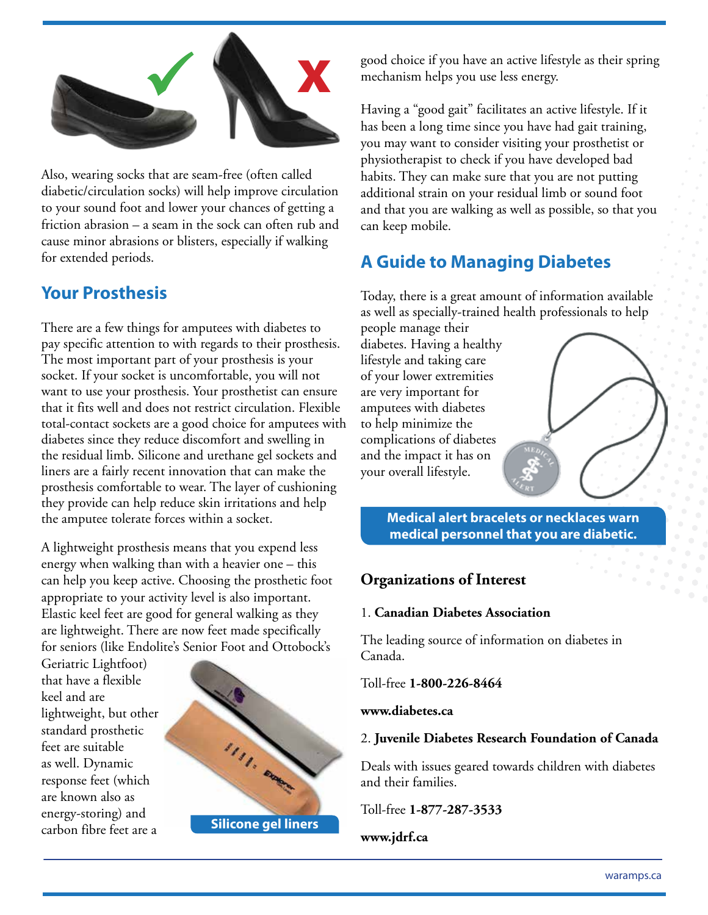Also, wearing socks that are seam-free (often called diabetic/circulation socks) will help improve circulation to your sound foot and lower your chances of getting a friction abrasion – a seam in the sock can often rub and cause minor abrasions or blisters, especially if walking for extended periods.

## Your Prosthesis

There are a few things for amputees with diabetes to pay specific attention to with regards to their prosthesis. The most important part of your prosthesis is your socket. If your socket is uncomfortable, you will not want to use your prosthesis. Your prosthetist can ensure that it fits well and does not restrict circulation. Flexible total-contact sockets are a good choice for amputees with diabetes since they reduce discomfort and swelling in the residual limb. Silicone and urethane gel sockets and liners are a fairly recent innovation that can make the prosthesis comfortable to wear. The layer of cushioning they provide can help reduce skin irritations and help the amputee tolerate forces within a socket.

A lightweight prosthesis means that you expend less energy when walking than with a heavier one – this can help you keep active. Choosing the prosthetic foot appropriate to your activity level is also important. Elastic keel feet are good for general walking as they are lightweight. There are now feet made specifically for seniors (like Endolite's Senior Foot and Ottobock's Geriatric Lightfoot) that have a flexible keel and are lightweight, but other standard prosthetic feet are suitable as well. Dynamic response feet (which are known also as energy-storing) and carbon fibre feet are a good choice if you have an active lifestyle as their spring mechanism helps you use less energy.

Silicone gel liners

Having a "good gait" facilitates an active lifestyle. If it has been a long time since you have had gait training, you may want to consider visiting your prosthetist or physiotherapist to check if you have developed bad habits. They can make sure that you are not putting additional strain on your residual limb or sound foot and that you are walking as well as possible, so that you can keep mobile.

## A Guide to Managing Diabetes

Today, there is a great amount of information available as well as specially-trained health professionals to help people manage their diabetes. Having a healthy lifestyle and taking care of your lower extremities are very important for amputees with diabetes to help minimize the complications of diabetes and the impact it has on your overall lifestyle.

**Medical alert bracelets or necklaces warn medical personnel that you are diabetic.**

### Organizations of Interest

1. **Canadian Diabetes Association**

The leading source of information on diabetes in Canada.

Toll-free **1-800-226-8464**

**www.diabetes.ca**

2. **Juvenile Diabetes Research Foundation of Canada**

Deals with issues geared towards children with diabetes and their families.

Toll-free **1-877-287-3533**

**www.jdrf.ca**